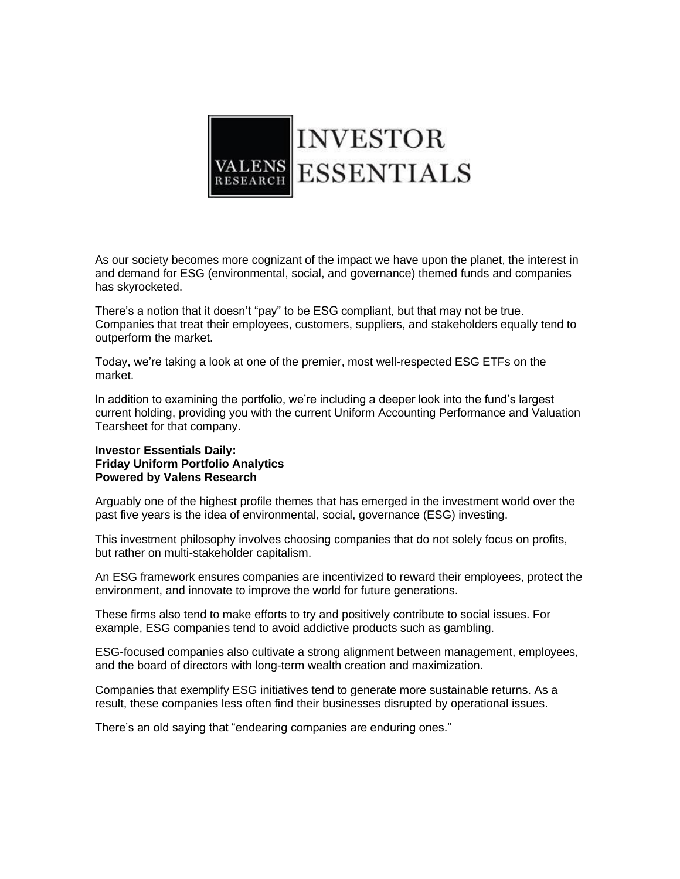# VALENS RESEARCH INVESTOR ESSENTIALS

As our society becomes more cognizant of the impact we have upon the planet, the interest in and demand for ESG (environmental, social, and governance) themed funds and companies has skyrocketed.

There's a notion that it doesn't "pay" to be ESG compliant, but that may not be true. Companies that treat their employees, customers, suppliers, and stakeholders equally tend to outperform the market.

Today, we're taking a look at one of the premier, most well-respected ESG ETFs on the market.

In addition to examining the portfolio, we're including a deeper look into the fund's largest current holding, providing you with the current Uniform Accounting Performance and Valuation Tearsheet for that company.

**Investor Essentials Daily:**
**Friday Uniform Portfolio Analytics**
**Powered by Valens Research**

Arguably one of the highest profile themes that has emerged in the investment world over the past five years is the idea of environmental, social, governance (ESG) investing.

This investment philosophy involves choosing companies that do not solely focus on profits, but rather on multi-stakeholder capitalism.

An ESG framework ensures companies are incentivized to reward their employees, protect the environment, and innovate to improve the world for future generations.

These firms also tend to make efforts to try and positively contribute to social issues. For example, ESG companies tend to avoid addictive products such as gambling.

ESG-focused companies also cultivate a strong alignment between management, employees, and the board of directors with long-term wealth creation and maximization.

Companies that exemplify ESG initiatives tend to generate more sustainable returns. As a result, these companies less often find their businesses disrupted by operational issues.

There's an old saying that "endearing companies are enduring ones."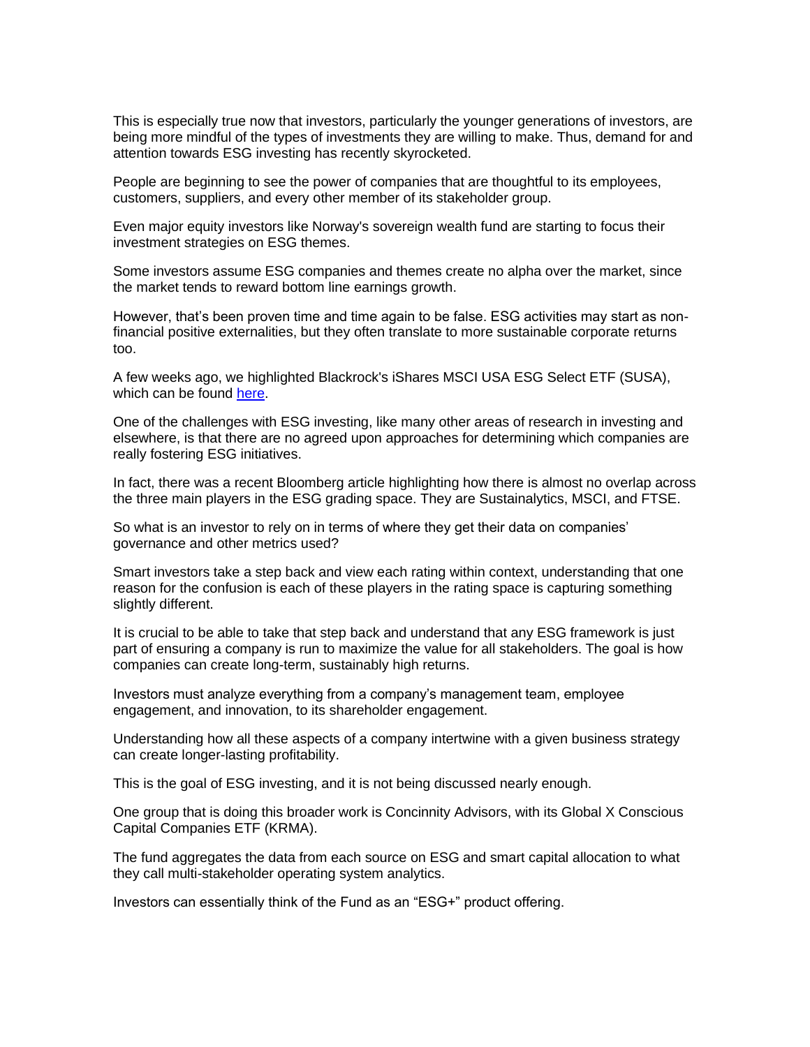This is especially true now that investors, particularly the younger generations of investors, are being more mindful of the types of investments they are willing to make. Thus, demand for and attention towards ESG investing has recently skyrocketed.

People are beginning to see the power of companies that are thoughtful to its employees, customers, suppliers, and every other member of its stakeholder group.

Even major equity investors like Norway's sovereign wealth fund are starting to focus their investment strategies on ESG themes.

Some investors assume ESG companies and themes create no alpha over the market, since the market tends to reward bottom line earnings growth.

However, that's been proven time and time again to be false. ESG activities may start as non-financial positive externalities, but they often translate to more sustainable corporate returns too.

A few weeks ago, we highlighted Blackrock's iShares MSCI USA ESG Select ETF (SUSA), which can be found [here](#).

One of the challenges with ESG investing, like many other areas of research in investing and elsewhere, is that there are no agreed upon approaches for determining which companies are really fostering ESG initiatives.

In fact, there was a recent Bloomberg article highlighting how there is almost no overlap across the three main players in the ESG grading space. They are Sustainalytics, MSCI, and FTSE.

So what is an investor to rely on in terms of where they get their data on companies' governance and other metrics used?

Smart investors take a step back and view each rating within context, understanding that one reason for the confusion is each of these players in the rating space is capturing something slightly different.

It is crucial to be able to take that step back and understand that any ESG framework is just part of ensuring a company is run to maximize the value for all stakeholders. The goal is how companies can create long-term, sustainably high returns.

Investors must analyze everything from a company's management team, employee engagement, and innovation, to its shareholder engagement.

Understanding how all these aspects of a company intertwine with a given business strategy can create longer-lasting profitability.

This is the goal of ESG investing, and it is not being discussed nearly enough.

One group that is doing this broader work is Concinnity Advisors, with its Global X Conscious Capital Companies ETF (KRMA).

The fund aggregates the data from each source on ESG and smart capital allocation to what they call multi-stakeholder operating system analytics.

Investors can essentially think of the Fund as an "ESG+" product offering.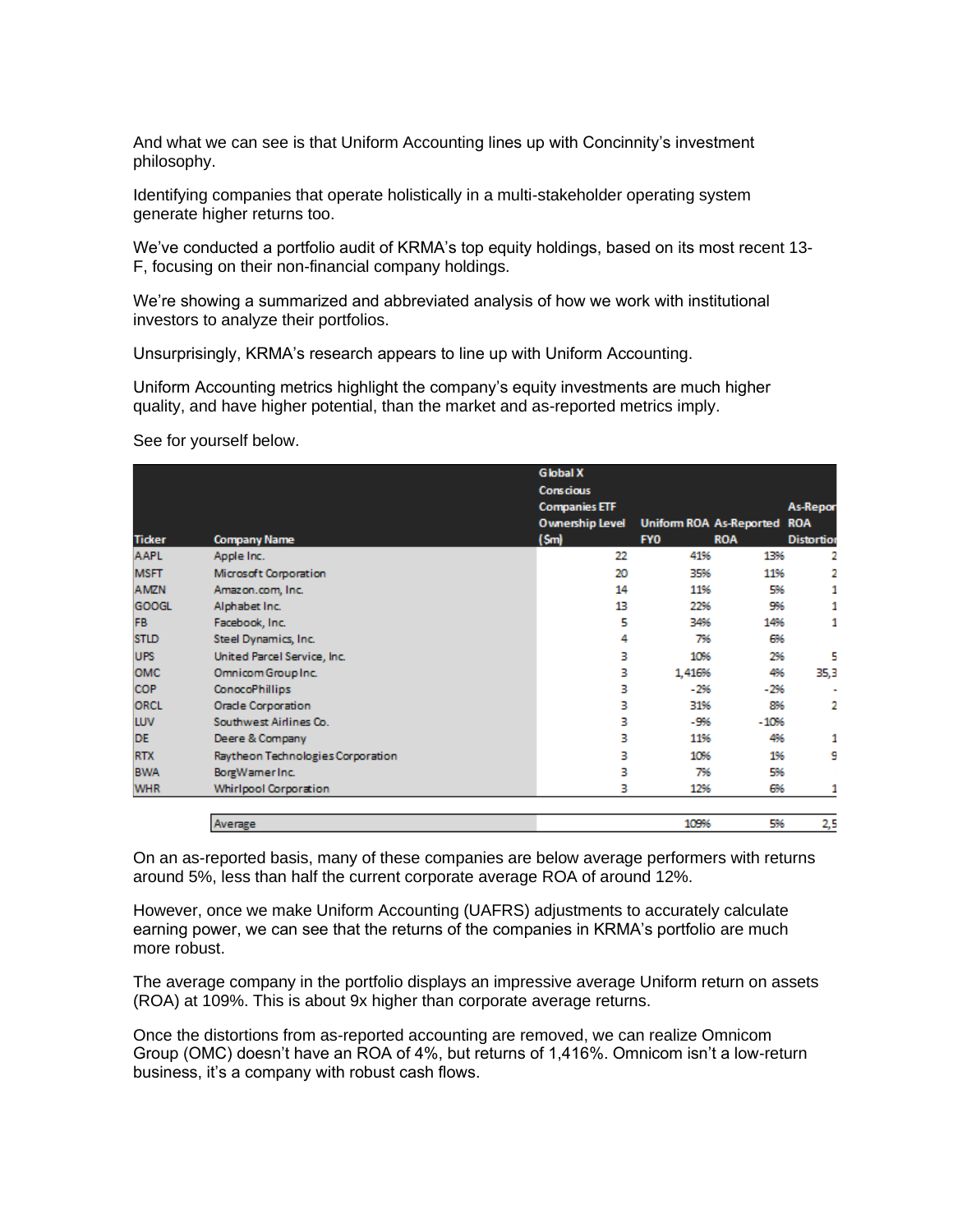And what we can see is that Uniform Accounting lines up with Concinnity's investment philosophy.

Identifying companies that operate holistically in a multi-stakeholder operating system generate higher returns too.

We've conducted a portfolio audit of KRMA's top equity holdings, based on its most recent 13-F, focusing on their non-financial company holdings.

We're showing a summarized and abbreviated analysis of how we work with institutional investors to analyze their portfolios.

Unsurprisingly, KRMA's research appears to line up with Uniform Accounting.

Uniform Accounting metrics highlight the company's equity investments are much higher quality, and have higher potential, than the market and as-reported metrics imply.

See for yourself below.

| Ticker | Company Name | Global X Conscious Companies ETF Ownership Level ($m) | Uniform ROA FY0 | As-Reported ROA | As-Reported ROA Distortion |
|---|---|---|---|---|---|
| AAPL | Apple Inc. | 22 | 41% | 13% | 2 |
| MSFT | Microsoft Corporation | 20 | 35% | 11% | 2 |
| AMZN | Amazon.com, Inc. | 14 | 11% | 5% | 1 |
| GOOGL | Alphabet Inc. | 13 | 22% | 9% | 1 |
| FB | Facebook, Inc. | 5 | 34% | 14% | 1 |
| STLD | Steel Dynamics, Inc. | 4 | 7% | 6% | |
| UPS | United Parcel Service, Inc. | 3 | 10% | 2% | 5 |
| OMC | Omnicom Group Inc. | 3 | 1,416% | 4% | 35,3 |
| COP | ConocoPhillips | 3 | -2% | -2% | - |
| ORCL | Oracle Corporation | 3 | 31% | 8% | 2 |
| LUV | Southwest Airlines Co. | 3 | -9% | -10% | |
| DE | Deere & Company | 3 | 11% | 4% | 1 |
| RTX | Raytheon Technologies Corporation | 3 | 10% | 1% | 9 |
| BWA | BorgWarner Inc. | 3 | 7% | 5% | |
| WHR | Whirlpool Corporation | 3 | 12% | 6% | 1 |
| | Average | | 109% | 5% | 2,5 |

On an as-reported basis, many of these companies are below average performers with returns around 5%, less than half the current corporate average ROA of around 12%.

However, once we make Uniform Accounting (UAFRS) adjustments to accurately calculate earning power, we can see that the returns of the companies in KRMA's portfolio are much more robust.

The average company in the portfolio displays an impressive average Uniform return on assets (ROA) at 109%. This is about 9x higher than corporate average returns.

Once the distortions from as-reported accounting are removed, we can realize Omnicom Group (OMC) doesn't have an ROA of 4%, but returns of 1,416%. Omnicom isn't a low-return business, it's a company with robust cash flows.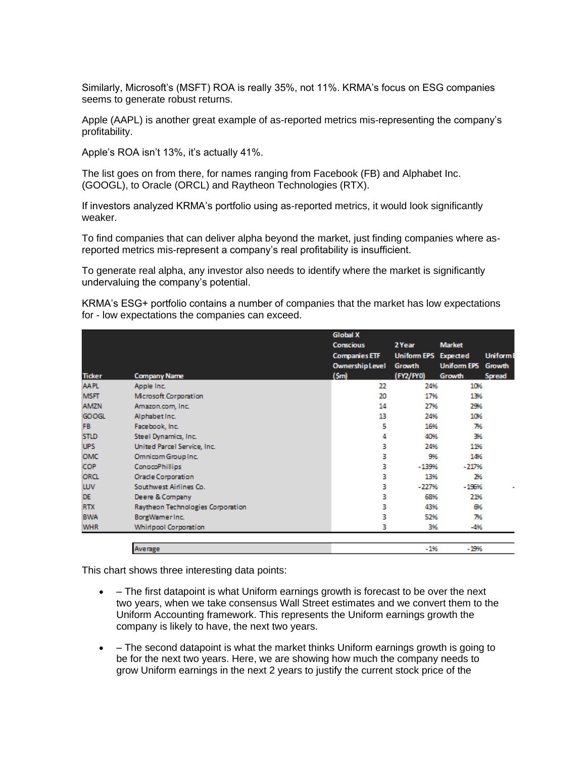Similarly, Microsoft's (MSFT) ROA is really 35%, not 11%. KRMA's focus on ESG companies seems to generate robust returns.

Apple (AAPL) is another great example of as-reported metrics mis-representing the company's profitability.

Apple's ROA isn't 13%, it's actually 41%.

The list goes on from there, for names ranging from Facebook (FB) and Alphabet Inc. (GOOGL), to Oracle (ORCL) and Raytheon Technologies (RTX).

If investors analyzed KRMA's portfolio using as-reported metrics, it would look significantly weaker.

To find companies that can deliver alpha beyond the market, just finding companies where as-reported metrics mis-represent a company's real profitability is insufficient.

To generate real alpha, any investor also needs to identify where the market is significantly undervaluing the company's potential.

KRMA's ESG+ portfolio contains a number of companies that the market has low expectations for - low expectations the companies can exceed.

| Ticker | Company Name | Global X Conscious Companies ETF Ownership Level ($m) | 2 Year Uniform EPS Growth (FY2/FY0) | Market Expected Uniform EPS Growth | Uniform EPS Growth Spread |
|---|---|---|---|---|---|
| AAPL | Apple Inc. | 22 | 24% | 10% | |
| MSFT | Microsoft Corporation | 20 | 17% | 13% | |
| AMZN | Amazon.com, Inc. | 14 | 27% | 29% | |
| GOOGL | Alphabet Inc. | 13 | 24% | 10% | |
| FB | Facebook, Inc. | 5 | 16% | 7% | |
| STLD | Steel Dynamics, Inc. | 4 | 40% | 3% | |
| UPS | United Parcel Service, Inc. | 3 | 24% | 11% | |
| OMC | Omnicom Group Inc. | 3 | 9% | 14% | |
| COP | ConocoPhillips | 3 | -139% | -217% | |
| ORCL | Oracle Corporation | 3 | 13% | 2% | |
| LUV | Southwest Airlines Co. | 3 | -227% | -196% | - |
| DE | Deere & Company | 3 | 68% | 21% | |
| RTX | Raytheon Technologies Corporation | 3 | 43% | 6% | |
| BWA | BorgWarner Inc. | 3 | 52% | 7% | |
| WHR | Whirlpool Corporation | 3 | 3% | -4% | |
| | Average | | -1% | -19% | |

This chart shows three interesting data points:

- – The first datapoint is what Uniform earnings growth is forecast to be over the next two years, when we take consensus Wall Street estimates and we convert them to the Uniform Accounting framework. This represents the Uniform earnings growth the company is likely to have, the next two years.
- – The second datapoint is what the market thinks Uniform earnings growth is going to be for the next two years. Here, we are showing how much the company needs to grow Uniform earnings in the next 2 years to justify the current stock price of the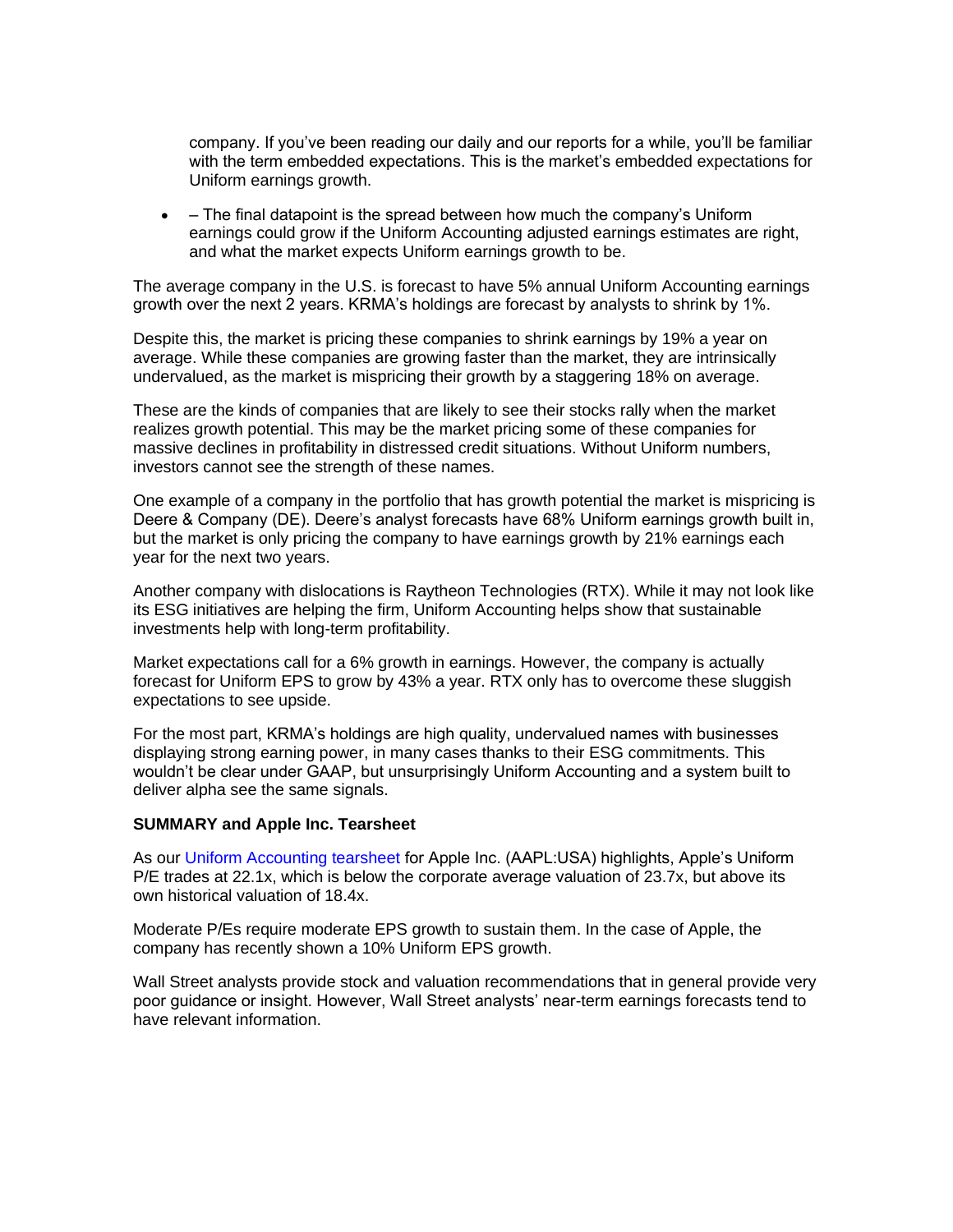company. If you've been reading our daily and our reports for a while, you'll be familiar with the term embedded expectations. This is the market's embedded expectations for Uniform earnings growth.

- – The final datapoint is the spread between how much the company's Uniform earnings could grow if the Uniform Accounting adjusted earnings estimates are right, and what the market expects Uniform earnings growth to be.

The average company in the U.S. is forecast to have 5% annual Uniform Accounting earnings growth over the next 2 years. KRMA's holdings are forecast by analysts to shrink by 1%.

Despite this, the market is pricing these companies to shrink earnings by 19% a year on average. While these companies are growing faster than the market, they are intrinsically undervalued, as the market is mispricing their growth by a staggering 18% on average.

These are the kinds of companies that are likely to see their stocks rally when the market realizes growth potential. This may be the market pricing some of these companies for massive declines in profitability in distressed credit situations. Without Uniform numbers, investors cannot see the strength of these names.

One example of a company in the portfolio that has growth potential the market is mispricing is Deere & Company (DE). Deere's analyst forecasts have 68% Uniform earnings growth built in, but the market is only pricing the company to have earnings growth by 21% earnings each year for the next two years.

Another company with dislocations is Raytheon Technologies (RTX). While it may not look like its ESG initiatives are helping the firm, Uniform Accounting helps show that sustainable investments help with long-term profitability.

Market expectations call for a 6% growth in earnings. However, the company is actually forecast for Uniform EPS to grow by 43% a year. RTX only has to overcome these sluggish expectations to see upside.

For the most part, KRMA's holdings are high quality, undervalued names with businesses displaying strong earning power, in many cases thanks to their ESG commitments. This wouldn't be clear under GAAP, but unsurprisingly Uniform Accounting and a system built to deliver alpha see the same signals.

**SUMMARY and Apple Inc. Tearsheet**

As our Uniform Accounting tearsheet for Apple Inc. (AAPL:USA) highlights, Apple's Uniform P/E trades at 22.1x, which is below the corporate average valuation of 23.7x, but above its own historical valuation of 18.4x.

Moderate P/Es require moderate EPS growth to sustain them. In the case of Apple, the company has recently shown a 10% Uniform EPS growth.

Wall Street analysts provide stock and valuation recommendations that in general provide very poor guidance or insight. However, Wall Street analysts' near-term earnings forecasts tend to have relevant information.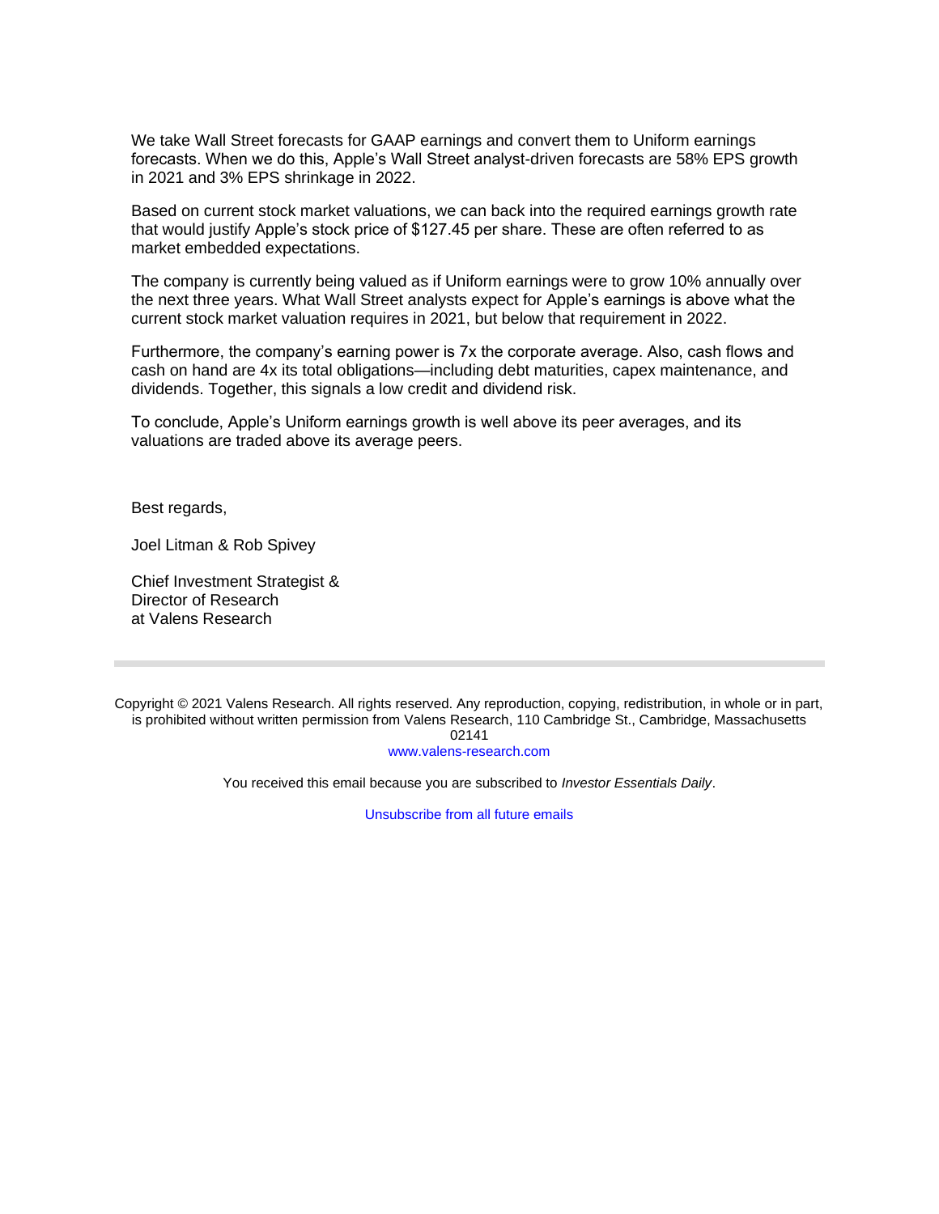We take Wall Street forecasts for GAAP earnings and convert them to Uniform earnings forecasts. When we do this, Apple's Wall Street analyst-driven forecasts are 58% EPS growth in 2021 and 3% EPS shrinkage in 2022.

Based on current stock market valuations, we can back into the required earnings growth rate that would justify Apple's stock price of $127.45 per share. These are often referred to as market embedded expectations.

The company is currently being valued as if Uniform earnings were to grow 10% annually over the next three years. What Wall Street analysts expect for Apple's earnings is above what the current stock market valuation requires in 2021, but below that requirement in 2022.

Furthermore, the company's earning power is 7x the corporate average. Also, cash flows and cash on hand are 4x its total obligations—including debt maturities, capex maintenance, and dividends. Together, this signals a low credit and dividend risk.

To conclude, Apple's Uniform earnings growth is well above its peer averages, and its valuations are traded above its average peers.

Best regards,

Joel Litman & Rob Spivey

Chief Investment Strategist &
Director of Research
at Valens Research

---

Copyright © 2021 Valens Research. All rights reserved. Any reproduction, copying, redistribution, in whole or in part, is prohibited without written permission from Valens Research, 110 Cambridge St., Cambridge, Massachusetts 02141
www.valens-research.com

You received this email because you are subscribed to *Investor Essentials Daily*.

Unsubscribe from all future emails